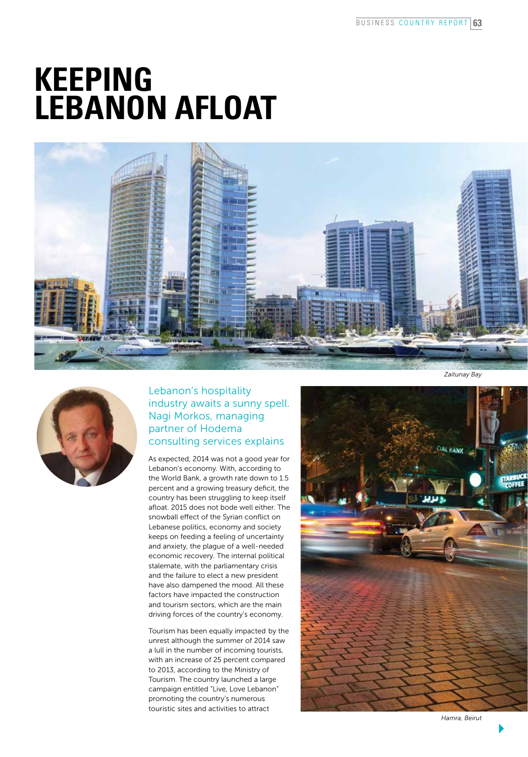# KEEPING LEBANON AFLOAT

*Zaitunay Bay*

## Lebanon's hospitality industry awaits a sunny spell. Nagi Morkos, managing partner of Hodema consulting services explains

As expected, 2014 was not a good year for Lebanon's economy. With, according to the World Bank, a growth rate down to 1.5 percent and a growing treasury deficit, the country has been struggling to keep itself afloat. 2015 does not bode well either. The snowball effect of the Syrian conflict on Lebanese politics, economy and society keeps on feeding a feeling of uncertainty and anxiety, the plague of a well-needed economic recovery. The internal political stalemate, with the parliamentary crisis and the failure to elect a new president have also dampened the mood. All these factors have impacted the construction and tourism sectors, which are the main driving forces of the country's economy.

Tourism has been equally impacted by the unrest although the summer of 2014 saw a lull in the number of incoming tourists, with an increase of 25 percent compared to 2013, according to the Ministry of Tourism. The country launched a large campaign entitled "Live, Love Lebanon" promoting the country's numerous touristic sites and activities to attract

*Hamra, Beirut*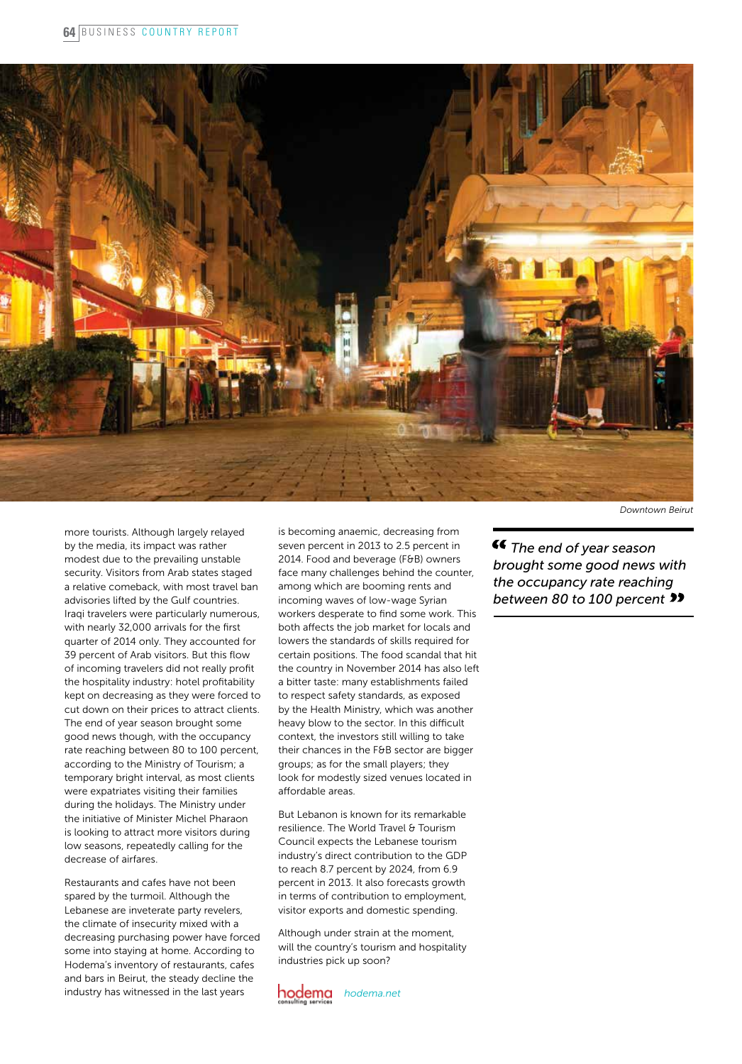Downtown Beirut

more tourists. Although largely relayed by the media, its impact was rather modest due to the prevailing unstable security. Visitors from Arab states staged a relative comeback, with most travel ban advisories lifted by the Gulf countries. Iraqi travelers were particularly numerous, with nearly 32,000 arrivals for the first quarter of 2014 only. They accounted for 39 percent of Arab visitors. But this flow of incoming travelers did not really profit the hospitality industry: hotel profitability kept on decreasing as they were forced to cut down on their prices to attract clients. The end of year season brought some good news though, with the occupancy rate reaching between 80 to 100 percent, according to the Ministry of Tourism; a temporary bright interval, as most clients were expatriates visiting their families during the holidays. The Ministry under the initiative of Minister Michel Pharaon is looking to attract more visitors during low seasons, repeatedly calling for the decrease of airfares.

Restaurants and cafes have not been spared by the turmoil. Although the Lebanese are inveterate party revelers, the climate of insecurity mixed with a decreasing purchasing power have forced some into staying at home. According to Hodema's inventory of restaurants, cafes and bars in Beirut, the steady decline the industry has witnessed in the last years is becoming anaemic, decreasing from seven percent in 2013 to 2.5 percent in 2014. Food and beverage (F&B) owners face many challenges behind the counter, among which are booming rents and incoming waves of low-wage Syrian workers desperate to find some work. This both affects the job market for locals and lowers the standards of skills required for certain positions. The food scandal that hit the country in November 2014 has also left a bitter taste: many establishments failed to respect safety standards, as exposed by the Health Ministry, which was another heavy blow to the sector. In this difficult context, the investors still willing to take their chances in the F&B sector are bigger groups; as for the small players; they look for modestly sized venues located in affordable areas.

But Lebanon is known for its remarkable resilience. The World Travel & Tourism Council expects the Lebanese tourism industry's direct contribution to the GDP to reach 8.7 percent by 2024, from 6.9 percent in 2013. It also forecasts growth in terms of contribution to employment, visitor exports and domestic spending.

Although under strain at the moment, will the country's tourism and hospitality industries pick up soon?

hodema consulting services   hodema.net

> *"The end of year season brought some good news with the occupancy rate reaching between 80 to 100 percent"*